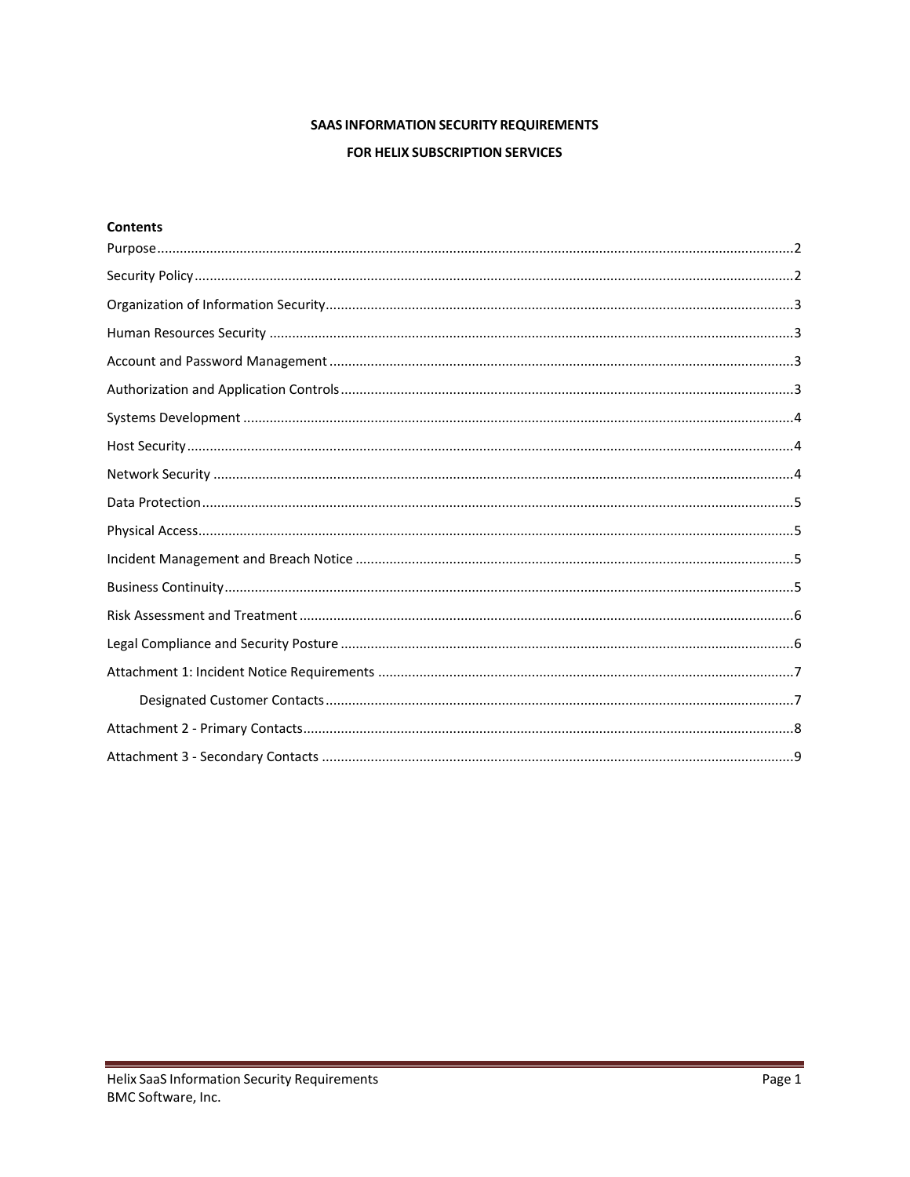# SAAS INFORMATION SECURITY REQUIREMENTS

# FOR HELIX SUBSCRIPTION SERVICES

**Contents**

Purpose....................................................................................................................2

Security Policy...........................................................................................................2

Organization of Information Security........................................................................3

Human Resources Security .......................................................................................3

Account and Password Management .......................................................................3

Authorization and Application Controls....................................................................3

Systems Development ...............................................................................................4

Host Security..............................................................................................................4

Network Security .......................................................................................................4

Data Protection..........................................................................................................5

Physical Access...........................................................................................................5

Incident Management and Breach Notice ................................................................5

Business Continuity....................................................................................................5

Risk Assessment and Treatment ................................................................................6

Legal Compliance and Security Posture ....................................................................6

Attachment 1: Incident Notice Requirements ...........................................................7

- Designated Customer Contacts.............................................................................7

Attachment 2 - Primary Contacts...............................................................................8

Attachment 3 - Secondary Contacts ..........................................................................9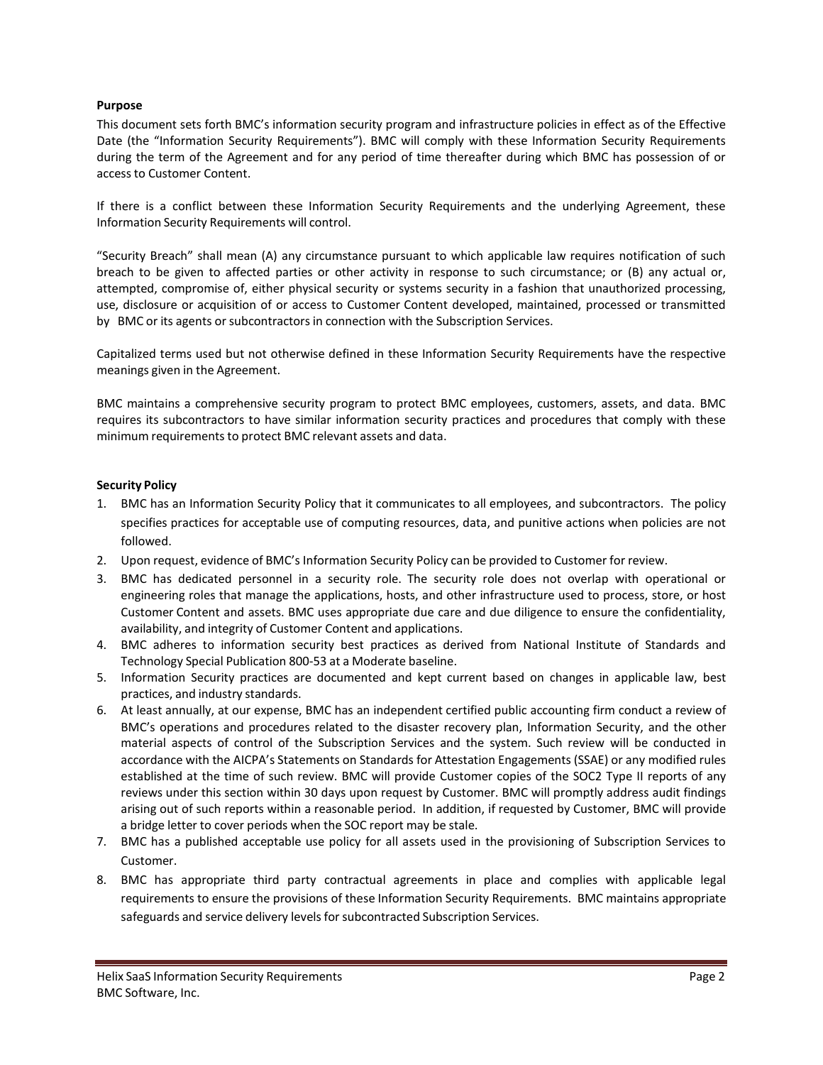**Purpose**

This document sets forth BMC's information security program and infrastructure policies in effect as of the Effective Date (the "Information Security Requirements"). BMC will comply with these Information Security Requirements during the term of the Agreement and for any period of time thereafter during which BMC has possession of or access to Customer Content.

If there is a conflict between these Information Security Requirements and the underlying Agreement, these Information Security Requirements will control.

"Security Breach" shall mean (A) any circumstance pursuant to which applicable law requires notification of such breach to be given to affected parties or other activity in response to such circumstance; or (B) any actual or, attempted, compromise of, either physical security or systems security in a fashion that unauthorized processing, use, disclosure or acquisition of or access to Customer Content developed, maintained, processed or transmitted by BMC or its agents or subcontractors in connection with the Subscription Services.

Capitalized terms used but not otherwise defined in these Information Security Requirements have the respective meanings given in the Agreement.

BMC maintains a comprehensive security program to protect BMC employees, customers, assets, and data. BMC requires its subcontractors to have similar information security practices and procedures that comply with these minimum requirements to protect BMC relevant assets and data.

**Security Policy**

1. BMC has an Information Security Policy that it communicates to all employees, and subcontractors. The policy specifies practices for acceptable use of computing resources, data, and punitive actions when policies are not followed.
2. Upon request, evidence of BMC's Information Security Policy can be provided to Customer for review.
3. BMC has dedicated personnel in a security role. The security role does not overlap with operational or engineering roles that manage the applications, hosts, and other infrastructure used to process, store, or host Customer Content and assets. BMC uses appropriate due care and due diligence to ensure the confidentiality, availability, and integrity of Customer Content and applications.
4. BMC adheres to information security best practices as derived from National Institute of Standards and Technology Special Publication 800-53 at a Moderate baseline.
5. Information Security practices are documented and kept current based on changes in applicable law, best practices, and industry standards.
6. At least annually, at our expense, BMC has an independent certified public accounting firm conduct a review of BMC's operations and procedures related to the disaster recovery plan, Information Security, and the other material aspects of control of the Subscription Services and the system. Such review will be conducted in accordance with the AICPA's Statements on Standards for Attestation Engagements (SSAE) or any modified rules established at the time of such review. BMC will provide Customer copies of the SOC2 Type II reports of any reviews under this section within 30 days upon request by Customer. BMC will promptly address audit findings arising out of such reports within a reasonable period. In addition, if requested by Customer, BMC will provide a bridge letter to cover periods when the SOC report may be stale.
7. BMC has a published acceptable use policy for all assets used in the provisioning of Subscription Services to Customer.
8. BMC has appropriate third party contractual agreements in place and complies with applicable legal requirements to ensure the provisions of these Information Security Requirements. BMC maintains appropriate safeguards and service delivery levels for subcontracted Subscription Services.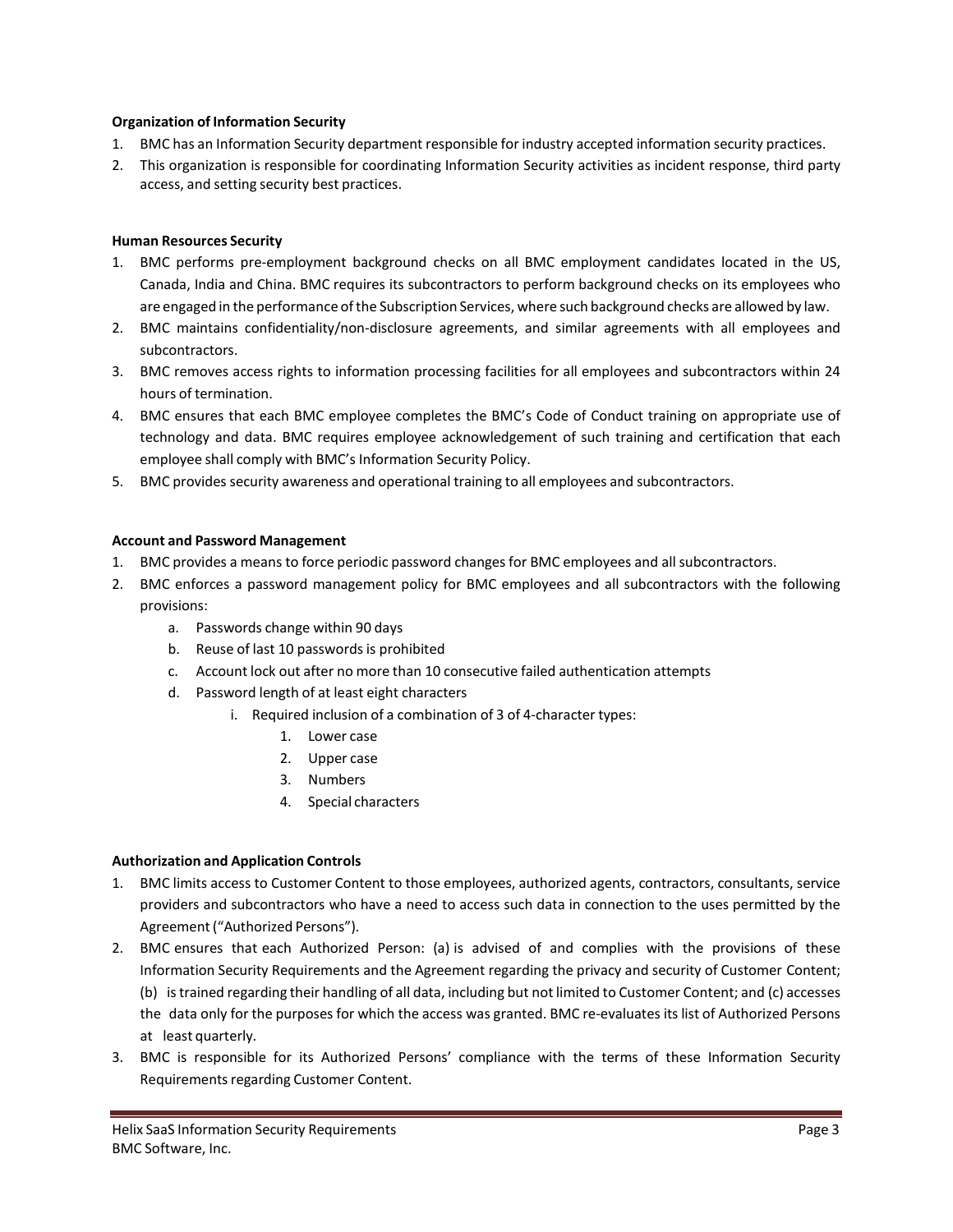**Organization of Information Security**

1. BMC has an Information Security department responsible for industry accepted information security practices.
2. This organization is responsible for coordinating Information Security activities as incident response, third party access, and setting security best practices.

**Human Resources Security**

1. BMC performs pre-employment background checks on all BMC employment candidates located in the US, Canada, India and China. BMC requires its subcontractors to perform background checks on its employees who are engaged in the performance of the Subscription Services, where such background checks are allowed by law.
2. BMC maintains confidentiality/non-disclosure agreements, and similar agreements with all employees and subcontractors.
3. BMC removes access rights to information processing facilities for all employees and subcontractors within 24 hours of termination.
4. BMC ensures that each BMC employee completes the BMC's Code of Conduct training on appropriate use of technology and data. BMC requires employee acknowledgement of such training and certification that each employee shall comply with BMC's Information Security Policy.
5. BMC provides security awareness and operational training to all employees and subcontractors.

**Account and Password Management**

1. BMC provides a means to force periodic password changes for BMC employees and all subcontractors.
2. BMC enforces a password management policy for BMC employees and all subcontractors with the following provisions:
    a. Passwords change within 90 days
    b. Reuse of last 10 passwords is prohibited
    c. Account lock out after no more than 10 consecutive failed authentication attempts
    d. Password length of at least eight characters
        i. Required inclusion of a combination of 3 of 4-character types:
            1. Lower case
            2. Upper case
            3. Numbers
            4. Special characters

**Authorization and Application Controls**

1. BMC limits access to Customer Content to those employees, authorized agents, contractors, consultants, service providers and subcontractors who have a need to access such data in connection to the uses permitted by the Agreement ("Authorized Persons").
2. BMC ensures that each Authorized Person: (a) is advised of and complies with the provisions of these Information Security Requirements and the Agreement regarding the privacy and security of Customer Content; (b) is trained regarding their handling of all data, including but not limited to Customer Content; and (c) accesses the data only for the purposes for which the access was granted. BMC re-evaluates its list of Authorized Persons at least quarterly.
3. BMC is responsible for its Authorized Persons' compliance with the terms of these Information Security Requirements regarding Customer Content.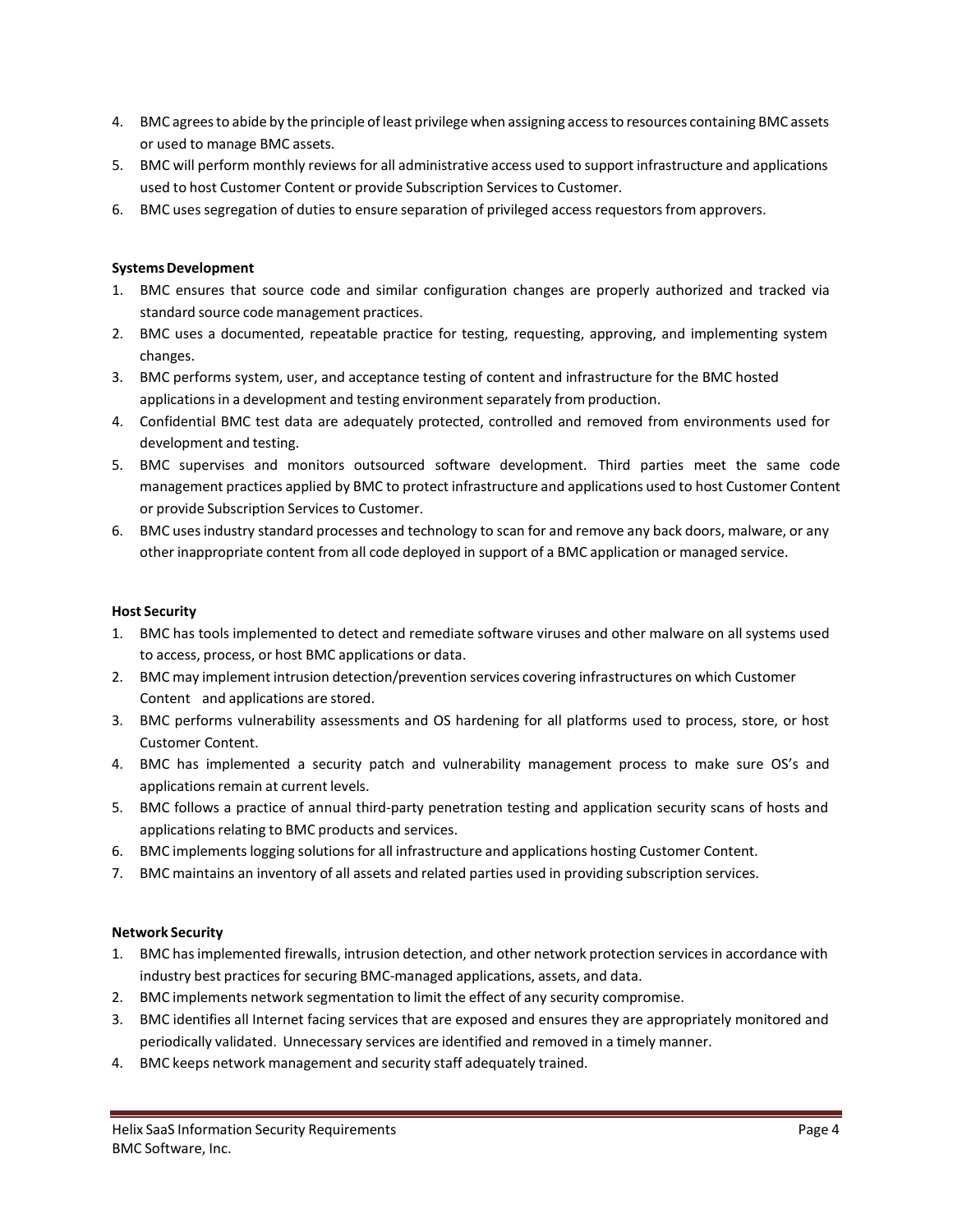4. BMC agrees to abide by the principle of least privilege when assigning access to resources containing BMC assets or used to manage BMC assets.
5. BMC will perform monthly reviews for all administrative access used to support infrastructure and applications used to host Customer Content or provide Subscription Services to Customer.
6. BMC uses segregation of duties to ensure separation of privileged access requestors from approvers.

**Systems Development**

1. BMC ensures that source code and similar configuration changes are properly authorized and tracked via standard source code management practices.
2. BMC uses a documented, repeatable practice for testing, requesting, approving, and implementing system changes.
3. BMC performs system, user, and acceptance testing of content and infrastructure for the BMC hosted applications in a development and testing environment separately from production.
4. Confidential BMC test data are adequately protected, controlled and removed from environments used for development and testing.
5. BMC supervises and monitors outsourced software development. Third parties meet the same code management practices applied by BMC to protect infrastructure and applications used to host Customer Content or provide Subscription Services to Customer.
6. BMC uses industry standard processes and technology to scan for and remove any back doors, malware, or any other inappropriate content from all code deployed in support of a BMC application or managed service.

**Host Security**

1. BMC has tools implemented to detect and remediate software viruses and other malware on all systems used to access, process, or host BMC applications or data.
2. BMC may implement intrusion detection/prevention services covering infrastructures on which Customer Content and applications are stored.
3. BMC performs vulnerability assessments and OS hardening for all platforms used to process, store, or host Customer Content.
4. BMC has implemented a security patch and vulnerability management process to make sure OS's and applications remain at current levels.
5. BMC follows a practice of annual third-party penetration testing and application security scans of hosts and applications relating to BMC products and services.
6. BMC implements logging solutions for all infrastructure and applications hosting Customer Content.
7. BMC maintains an inventory of all assets and related parties used in providing subscription services.

**Network Security**

1. BMC has implemented firewalls, intrusion detection, and other network protection services in accordance with industry best practices for securing BMC-managed applications, assets, and data.
2. BMC implements network segmentation to limit the effect of any security compromise.
3. BMC identifies all Internet facing services that are exposed and ensures they are appropriately monitored and periodically validated. Unnecessary services are identified and removed in a timely manner.
4. BMC keeps network management and security staff adequately trained.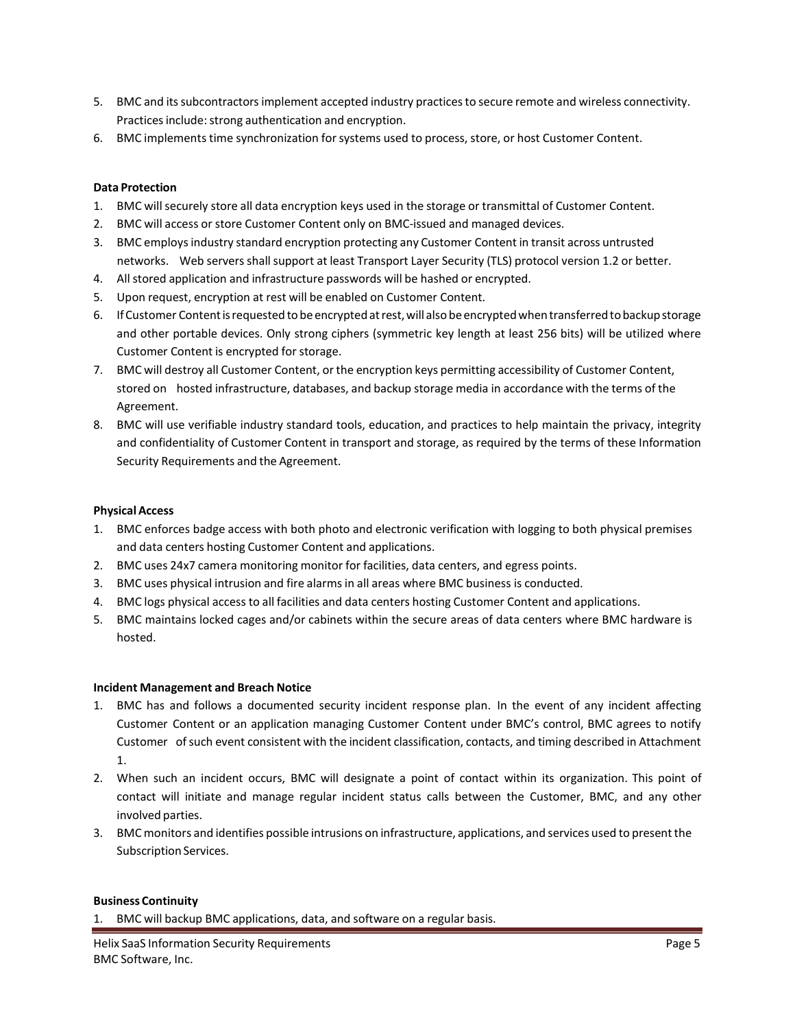5. BMC and its subcontractors implement accepted industry practices to secure remote and wireless connectivity. Practices include: strong authentication and encryption.
6. BMC implements time synchronization for systems used to process, store, or host Customer Content.

**Data Protection**

1. BMC will securely store all data encryption keys used in the storage or transmittal of Customer Content.
2. BMC will access or store Customer Content only on BMC-issued and managed devices.
3. BMC employs industry standard encryption protecting any Customer Content in transit across untrusted networks. Web servers shall support at least Transport Layer Security (TLS) protocol version 1.2 or better.
4. All stored application and infrastructure passwords will be hashed or encrypted.
5. Upon request, encryption at rest will be enabled on Customer Content.
6. If Customer Content is requested to be encrypted at rest, will also be encrypted when transferred to backup storage and other portable devices. Only strong ciphers (symmetric key length at least 256 bits) will be utilized where Customer Content is encrypted for storage.
7. BMC will destroy all Customer Content, or the encryption keys permitting accessibility of Customer Content, stored on hosted infrastructure, databases, and backup storage media in accordance with the terms of the Agreement.
8. BMC will use verifiable industry standard tools, education, and practices to help maintain the privacy, integrity and confidentiality of Customer Content in transport and storage, as required by the terms of these Information Security Requirements and the Agreement.

**Physical Access**

1. BMC enforces badge access with both photo and electronic verification with logging to both physical premises and data centers hosting Customer Content and applications.
2. BMC uses 24x7 camera monitoring monitor for facilities, data centers, and egress points.
3. BMC uses physical intrusion and fire alarms in all areas where BMC business is conducted.
4. BMC logs physical access to all facilities and data centers hosting Customer Content and applications.
5. BMC maintains locked cages and/or cabinets within the secure areas of data centers where BMC hardware is hosted.

**Incident Management and Breach Notice**

1. BMC has and follows a documented security incident response plan. In the event of any incident affecting Customer Content or an application managing Customer Content under BMC's control, BMC agrees to notify Customer of such event consistent with the incident classification, contacts, and timing described in Attachment 1.
2. When such an incident occurs, BMC will designate a point of contact within its organization. This point of contact will initiate and manage regular incident status calls between the Customer, BMC, and any other involved parties.
3. BMC monitors and identifies possible intrusions on infrastructure, applications, and services used to present the Subscription Services.

**Business Continuity**

1. BMC will backup BMC applications, data, and software on a regular basis.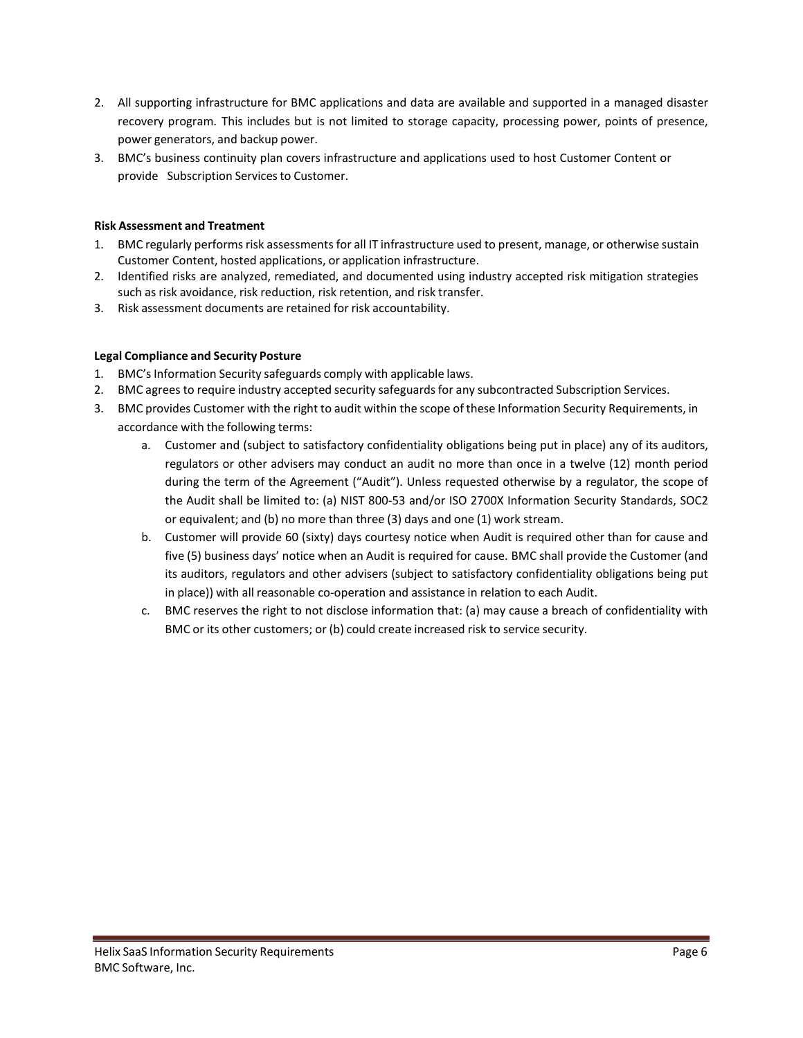2. All supporting infrastructure for BMC applications and data are available and supported in a managed disaster recovery program. This includes but is not limited to storage capacity, processing power, points of presence, power generators, and backup power.
3. BMC's business continuity plan covers infrastructure and applications used to host Customer Content or provide Subscription Services to Customer.

**Risk Assessment and Treatment**

1. BMC regularly performs risk assessments for all IT infrastructure used to present, manage, or otherwise sustain Customer Content, hosted applications, or application infrastructure.
2. Identified risks are analyzed, remediated, and documented using industry accepted risk mitigation strategies such as risk avoidance, risk reduction, risk retention, and risk transfer.
3. Risk assessment documents are retained for risk accountability.

**Legal Compliance and Security Posture**

1. BMC's Information Security safeguards comply with applicable laws.
2. BMC agrees to require industry accepted security safeguards for any subcontracted Subscription Services.
3. BMC provides Customer with the right to audit within the scope of these Information Security Requirements, in accordance with the following terms:
   a. Customer and (subject to satisfactory confidentiality obligations being put in place) any of its auditors, regulators or other advisers may conduct an audit no more than once in a twelve (12) month period during the term of the Agreement ("Audit"). Unless requested otherwise by a regulator, the scope of the Audit shall be limited to: (a) NIST 800-53 and/or ISO 2700X Information Security Standards, SOC2 or equivalent; and (b) no more than three (3) days and one (1) work stream.
   b. Customer will provide 60 (sixty) days courtesy notice when Audit is required other than for cause and five (5) business days' notice when an Audit is required for cause. BMC shall provide the Customer (and its auditors, regulators and other advisers (subject to satisfactory confidentiality obligations being put in place)) with all reasonable co-operation and assistance in relation to each Audit.
   c. BMC reserves the right to not disclose information that: (a) may cause a breach of confidentiality with BMC or its other customers; or (b) could create increased risk to service security.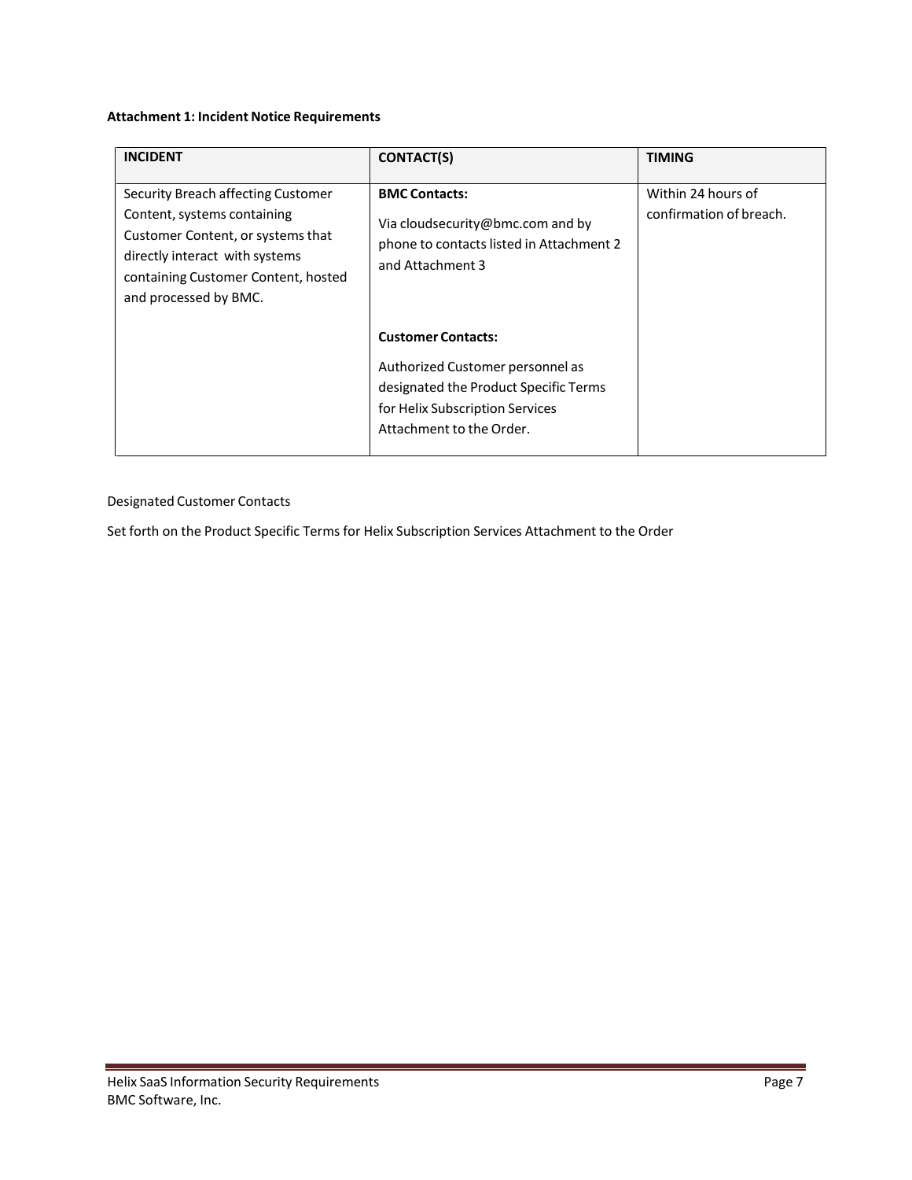**Attachment 1: Incident Notice Requirements**

| INCIDENT | CONTACT(S) | TIMING |
| --- | --- | --- |
| Security Breach affecting Customer Content, systems containing Customer Content, or systems that directly interact with systems containing Customer Content, hosted and processed by BMC. | **BMC Contacts:** Via cloudsecurity@bmc.com and by phone to contacts listed in Attachment 2 and Attachment 3 | Within 24 hours of confirmation of breach. |
| | **Customer Contacts:** Authorized Customer personnel as designated the Product Specific Terms for Helix Subscription Services Attachment to the Order. | |

Designated Customer Contacts

Set forth on the Product Specific Terms for Helix Subscription Services Attachment to the Order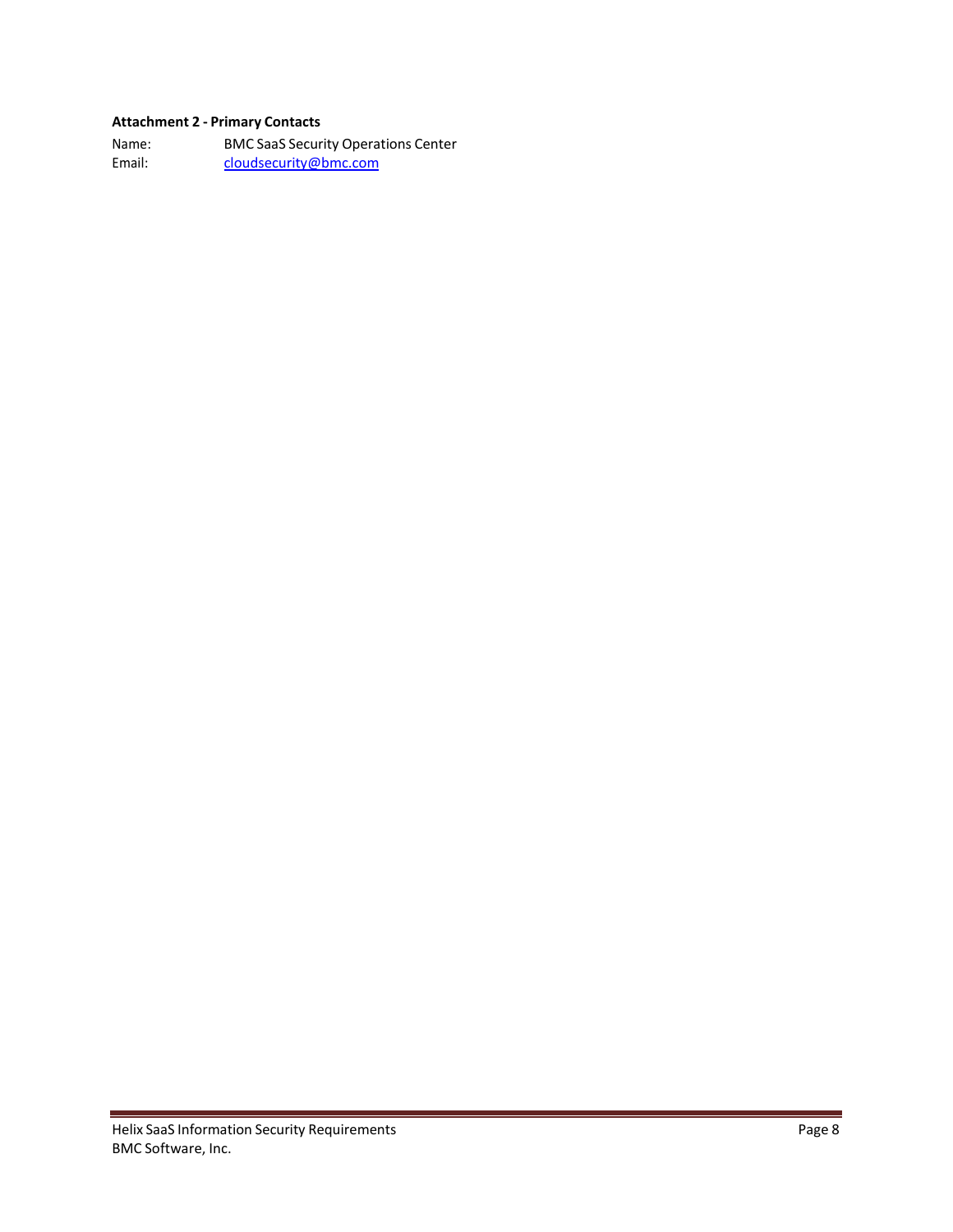**Attachment 2 - Primary Contacts**

Name: BMC SaaS Security Operations Center

Email: cloudsecurity@bmc.com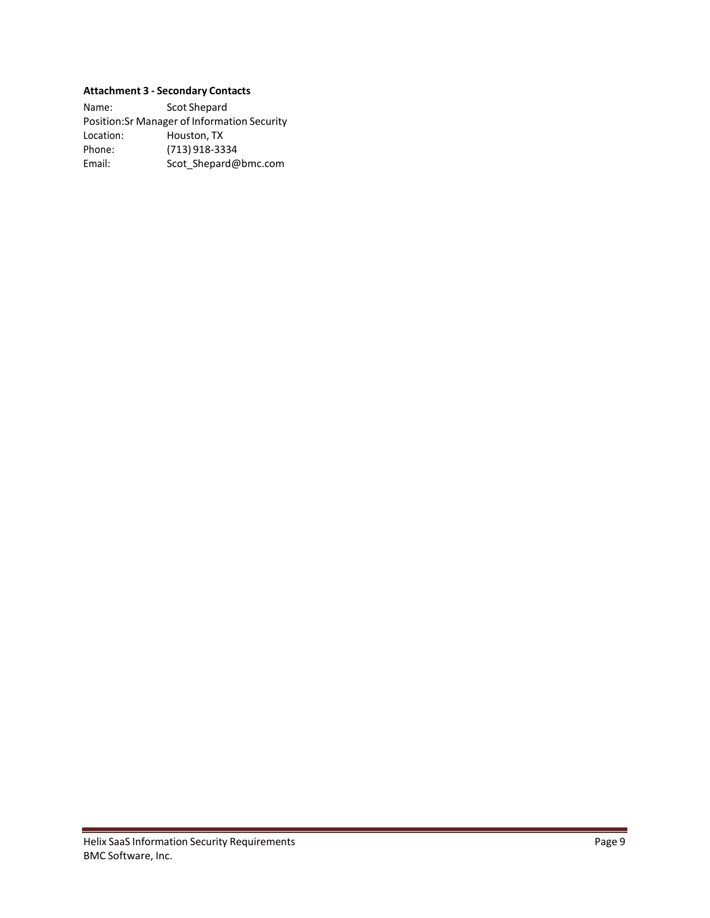**Attachment 3 - Secondary Contacts**

Name: Scot Shepard
Position: Sr Manager of Information Security
Location: Houston, TX
Phone: (713) 918-3334
Email: Scot_Shepard@bmc.com